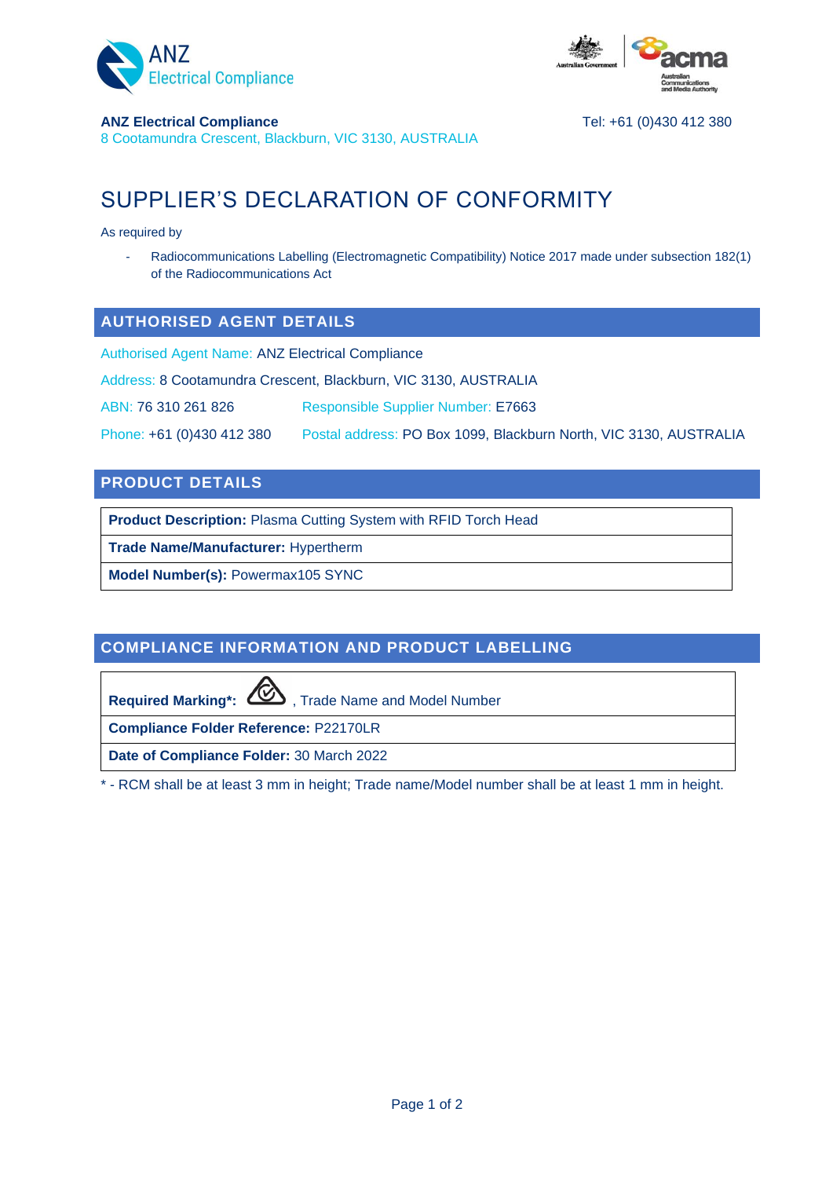**ANZ Electrical Compliance**
8 Cootamundra Crescent, Blackburn, VIC 3130, AUSTRALIA

Tel: +61 (0)430 412 380

# SUPPLIER'S DECLARATION OF CONFORMITY

As required by

- Radiocommunications Labelling (Electromagnetic Compatibility) Notice 2017 made under subsection 182(1) of the Radiocommunications Act

## AUTHORISED AGENT DETAILS

Authorised Agent Name: ANZ Electrical Compliance

Address: 8 Cootamundra Crescent, Blackburn, VIC 3130, AUSTRALIA

ABN: 76 310 261 826 Responsible Supplier Number: E7663

Phone: +61 (0)430 412 380 Postal address: PO Box 1099, Blackburn North, VIC 3130, AUSTRALIA

## PRODUCT DETAILS

| |
|---|
| **Product Description:** Plasma Cutting System with RFID Torch Head |
| **Trade Name/Manufacturer:** Hypertherm |
| **Model Number(s):** Powermax105 SYNC |

## COMPLIANCE INFORMATION AND PRODUCT LABELLING

| |
|---|
| **Required Marking*:** RCM, Trade Name and Model Number |
| **Compliance Folder Reference:** P22170LR |
| **Date of Compliance Folder:** 30 March 2022 |

* - RCM shall be at least 3 mm in height; Trade name/Model number shall be at least 1 mm in height.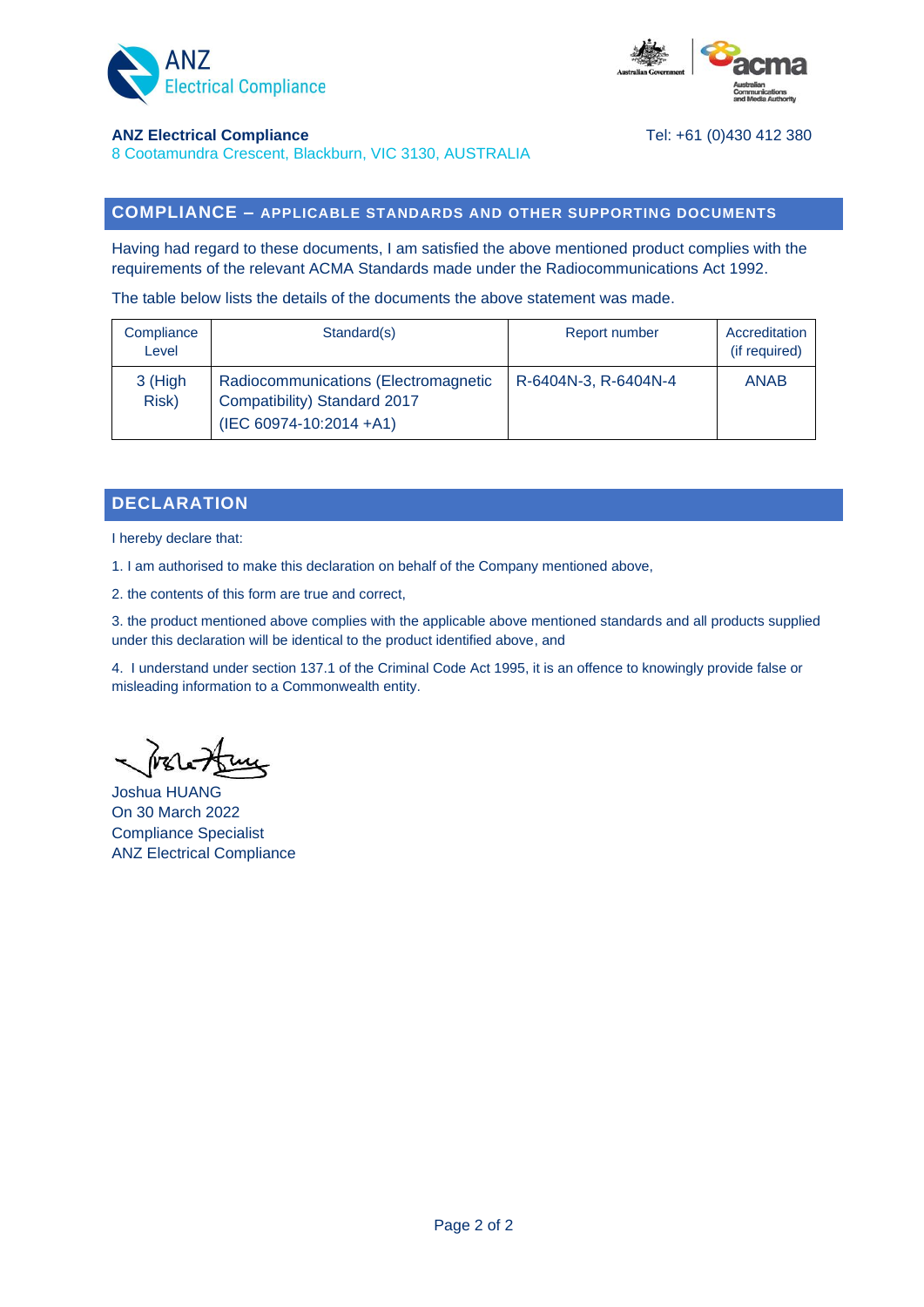**ANZ Electrical Compliance**
8 Cootamundra Crescent, Blackburn, VIC 3130, AUSTRALIA

Tel: +61 (0)430 412 380

## COMPLIANCE – APPLICABLE STANDARDS AND OTHER SUPPORTING DOCUMENTS

Having had regard to these documents, I am satisfied the above mentioned product complies with the requirements of the relevant ACMA Standards made under the Radiocommunications Act 1992.

The table below lists the details of the documents the above statement was made.

| Compliance Level | Standard(s) | Report number | Accreditation (if required) |
|---|---|---|---|
| 3 (High Risk) | Radiocommunications (Electromagnetic Compatibility) Standard 2017 (IEC 60974-10:2014 +A1) | R-6404N-3, R-6404N-4 | ANAB |

## DECLARATION

I hereby declare that:

1. I am authorised to make this declaration on behalf of the Company mentioned above,

2. the contents of this form are true and correct,

3. the product mentioned above complies with the applicable above mentioned standards and all products supplied under this declaration will be identical to the product identified above, and

4. I understand under section 137.1 of the Criminal Code Act 1995, it is an offence to knowingly provide false or misleading information to a Commonwealth entity.

Joshua HUANG
On 30 March 2022
Compliance Specialist
ANZ Electrical Compliance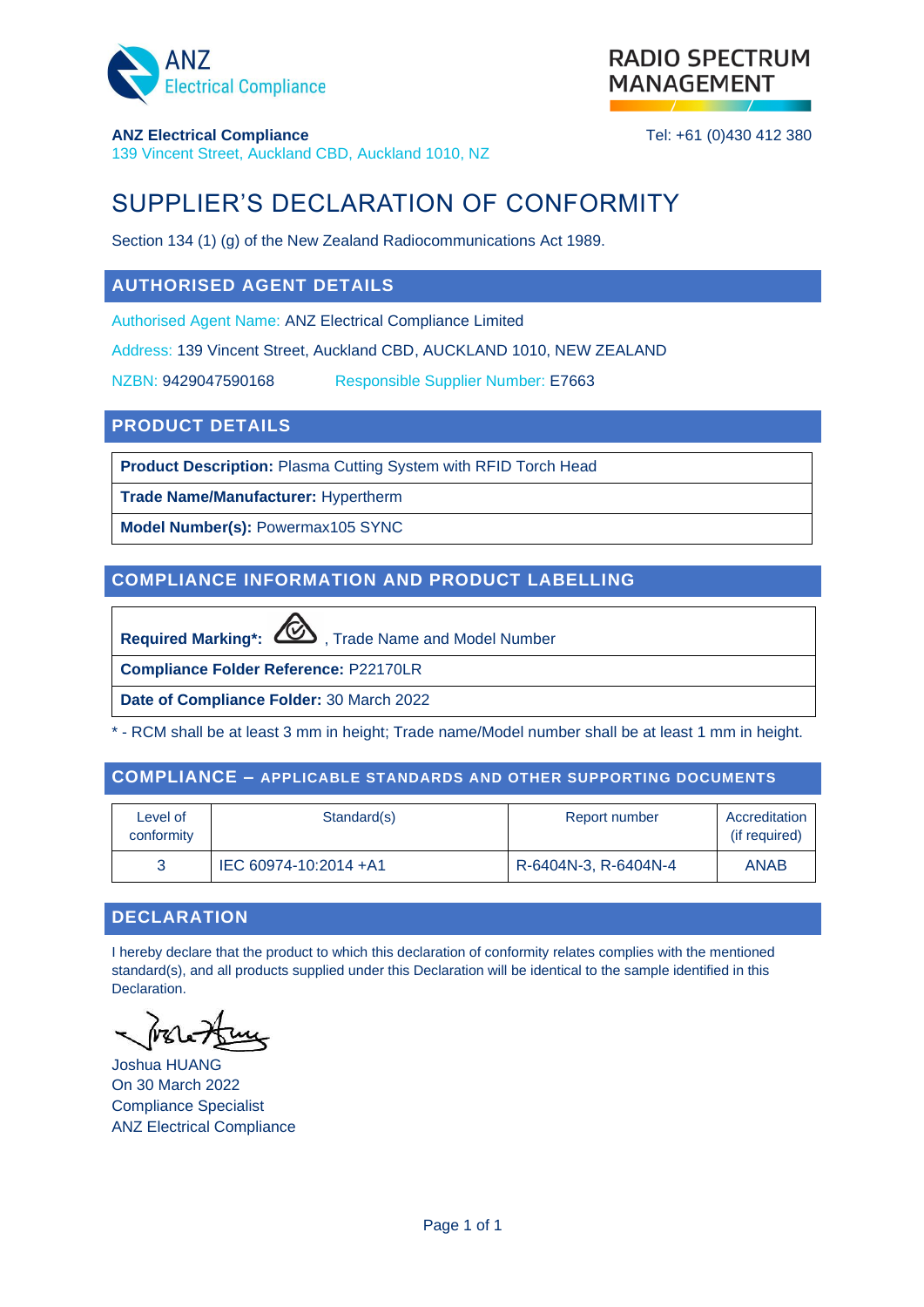ANZ Electrical Compliance

RADIO SPECTRUM MANAGEMENT

**ANZ Electrical Compliance**
139 Vincent Street, Auckland CBD, Auckland 1010, NZ

Tel: +61 (0)430 412 380

# SUPPLIER'S DECLARATION OF CONFORMITY

Section 134 (1) (g) of the New Zealand Radiocommunications Act 1989.

## AUTHORISED AGENT DETAILS

Authorised Agent Name: ANZ Electrical Compliance Limited

Address: 139 Vincent Street, Auckland CBD, AUCKLAND 1010, NEW ZEALAND

NZBN: 9429047590168 Responsible Supplier Number: E7663

## PRODUCT DETAILS

| |
|---|
| **Product Description:** Plasma Cutting System with RFID Torch Head |
| **Trade Name/Manufacturer:** Hypertherm |
| **Model Number(s):** Powermax105 SYNC |

## COMPLIANCE INFORMATION AND PRODUCT LABELLING

| |
|---|
| **Required Marking*:** RCM, Trade Name and Model Number |
| **Compliance Folder Reference:** P22170LR |
| **Date of Compliance Folder:** 30 March 2022 |

* - RCM shall be at least 3 mm in height; Trade name/Model number shall be at least 1 mm in height.

## COMPLIANCE – APPLICABLE STANDARDS AND OTHER SUPPORTING DOCUMENTS

| Level of conformity | Standard(s) | Report number | Accreditation (if required) |
|---|---|---|---|
| 3 | IEC 60974-10:2014 +A1 | R-6404N-3, R-6404N-4 | ANAB |

## DECLARATION

I hereby declare that the product to which this declaration of conformity relates complies with the mentioned standard(s), and all products supplied under this Declaration will be identical to the sample identified in this Declaration.

Joshua HUANG
On 30 March 2022
Compliance Specialist
ANZ Electrical Compliance